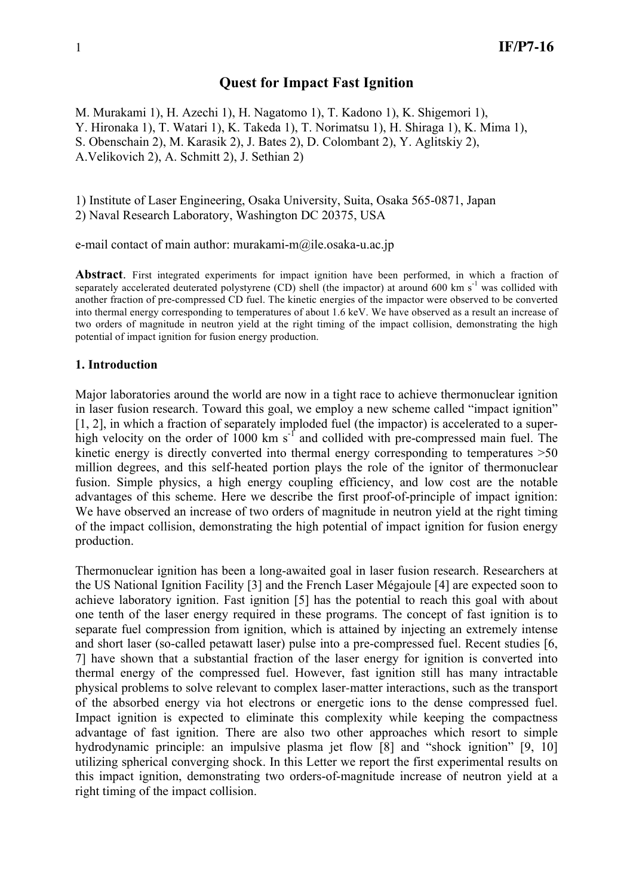# Quest for Impact Fast Ignition

M. Murakami 1), H. Azechi 1), H. Nagatomo 1), T. Kadono 1), K. Shigemori 1), Y. Hironaka 1), T. Watari 1), K. Takeda 1), T. Norimatsu 1), H. Shiraga 1), K. Mima 1), S. Obenschain 2), M. Karasik 2), J. Bates 2), D. Colombant 2), Y. Aglitskiy 2), A.Velikovich 2), A. Schmitt 2), J. Sethian 2)

1) Institute of Laser Engineering, Osaka University, Suita, Osaka 565-0871, Japan
2) Naval Research Laboratory, Washington DC 20375, USA

e-mail contact of main author: murakami-m@ile.osaka-u.ac.jp

**Abstract**. First integrated experiments for impact ignition have been performed, in which a fraction of separately accelerated deuterated polystyrene (CD) shell (the impactor) at around 600 km $s^{-1}$ was collided with another fraction of pre-compressed CD fuel. The kinetic energies of the impactor were observed to be converted into thermal energy corresponding to temperatures of about 1.6 keV. We have observed as a result an increase of two orders of magnitude in neutron yield at the right timing of the impact collision, demonstrating the high potential of impact ignition for fusion energy production.

## 1. Introduction

Major laboratories around the world are now in a tight race to achieve thermonuclear ignition in laser fusion research. Toward this goal, we employ a new scheme called "impact ignition" [1, 2], in which a fraction of separately imploded fuel (the impactor) is accelerated to a super-high velocity on the order of 1000 km $s^{-1}$ and collided with pre-compressed main fuel. The kinetic energy is directly converted into thermal energy corresponding to temperatures >50 million degrees, and this self-heated portion plays the role of the ignitor of thermonuclear fusion. Simple physics, a high energy coupling efficiency, and low cost are the notable advantages of this scheme. Here we describe the first proof-of-principle of impact ignition: We have observed an increase of two orders of magnitude in neutron yield at the right timing of the impact collision, demonstrating the high potential of impact ignition for fusion energy production.

Thermonuclear ignition has been a long-awaited goal in laser fusion research. Researchers at the US National Ignition Facility [3] and the French Laser Mégajoule [4] are expected soon to achieve laboratory ignition. Fast ignition [5] has the potential to reach this goal with about one tenth of the laser energy required in these programs. The concept of fast ignition is to separate fuel compression from ignition, which is attained by injecting an extremely intense and short laser (so-called petawatt laser) pulse into a pre-compressed fuel. Recent studies [6, 7] have shown that a substantial fraction of the laser energy for ignition is converted into thermal energy of the compressed fuel. However, fast ignition still has many intractable physical problems to solve relevant to complex laser-matter interactions, such as the transport of the absorbed energy via hot electrons or energetic ions to the dense compressed fuel. Impact ignition is expected to eliminate this complexity while keeping the compactness advantage of fast ignition. There are also two other approaches which resort to simple hydrodynamic principle: an impulsive plasma jet flow [8] and "shock ignition" [9, 10] utilizing spherical converging shock. In this Letter we report the first experimental results on this impact ignition, demonstrating two orders-of-magnitude increase of neutron yield at a right timing of the impact collision.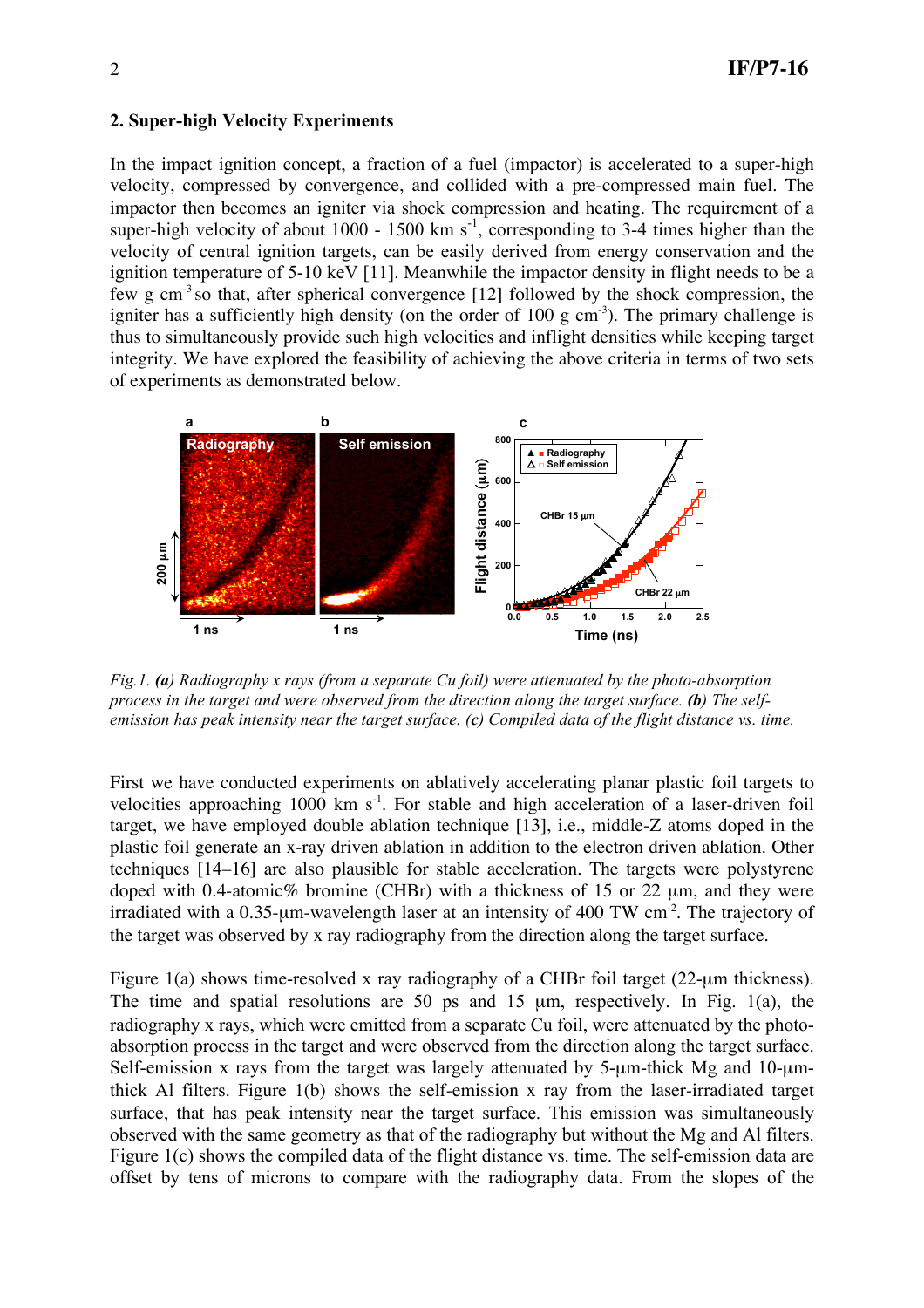## 2. Super-high Velocity Experiments

In the impact ignition concept, a fraction of a fuel (impactor) is accelerated to a super-high velocity, compressed by convergence, and collided with a pre-compressed main fuel. The impactor then becomes an igniter via shock compression and heating. The requirement of a super-high velocity of about 1000 - 1500 km $s^{-1}$, corresponding to 3-4 times higher than the velocity of central ignition targets, can be easily derived from energy conservation and the ignition temperature of 5-10 keV [11]. Meanwhile the impactor density in flight needs to be a few g $cm^{-3}$ so that, after spherical convergence [12] followed by the shock compression, the igniter has a sufficiently high density (on the order of 100 g $cm^{-3}$). The primary challenge is thus to simultaneously provide such high velocities and inflight densities while keeping target integrity. We have explored the feasibility of achieving the above criteria in terms of two sets of experiments as demonstrated below.

*Fig.1. **(a)** Radiography x rays (from a separate Cu foil) were attenuated by the photo-absorption process in the target and were observed from the direction along the target surface. **(b)** The self-emission has peak intensity near the target surface. (c) Compiled data of the flight distance vs. time.*

First we have conducted experiments on ablatively accelerating planar plastic foil targets to velocities approaching 1000 km $s^{-1}$. For stable and high acceleration of a laser-driven foil target, we have employed double ablation technique [13], i.e., middle-Z atoms doped in the plastic foil generate an x-ray driven ablation in addition to the electron driven ablation. Other techniques [14–16] are also plausible for stable acceleration. The targets were polystyrene doped with 0.4-atomic% bromine (CHBr) with a thickness of 15 or 22 μm, and they were irradiated with a 0.35-μm-wavelength laser at an intensity of 400 TW $cm^{-2}$. The trajectory of the target was observed by x ray radiography from the direction along the target surface.

Figure 1(a) shows time-resolved x ray radiography of a CHBr foil target (22-μm thickness). The time and spatial resolutions are 50 ps and 15 μm, respectively. In Fig. 1(a), the radiography x rays, which were emitted from a separate Cu foil, were attenuated by the photo-absorption process in the target and were observed from the direction along the target surface. Self-emission x rays from the target was largely attenuated by 5-μm-thick Mg and 10-μm-thick Al filters. Figure 1(b) shows the self-emission x ray from the laser-irradiated target surface, that has peak intensity near the target surface. This emission was simultaneously observed with the same geometry as that of the radiography but without the Mg and Al filters. Figure 1(c) shows the compiled data of the flight distance vs. time. The self-emission data are offset by tens of microns to compare with the radiography data. From the slopes of the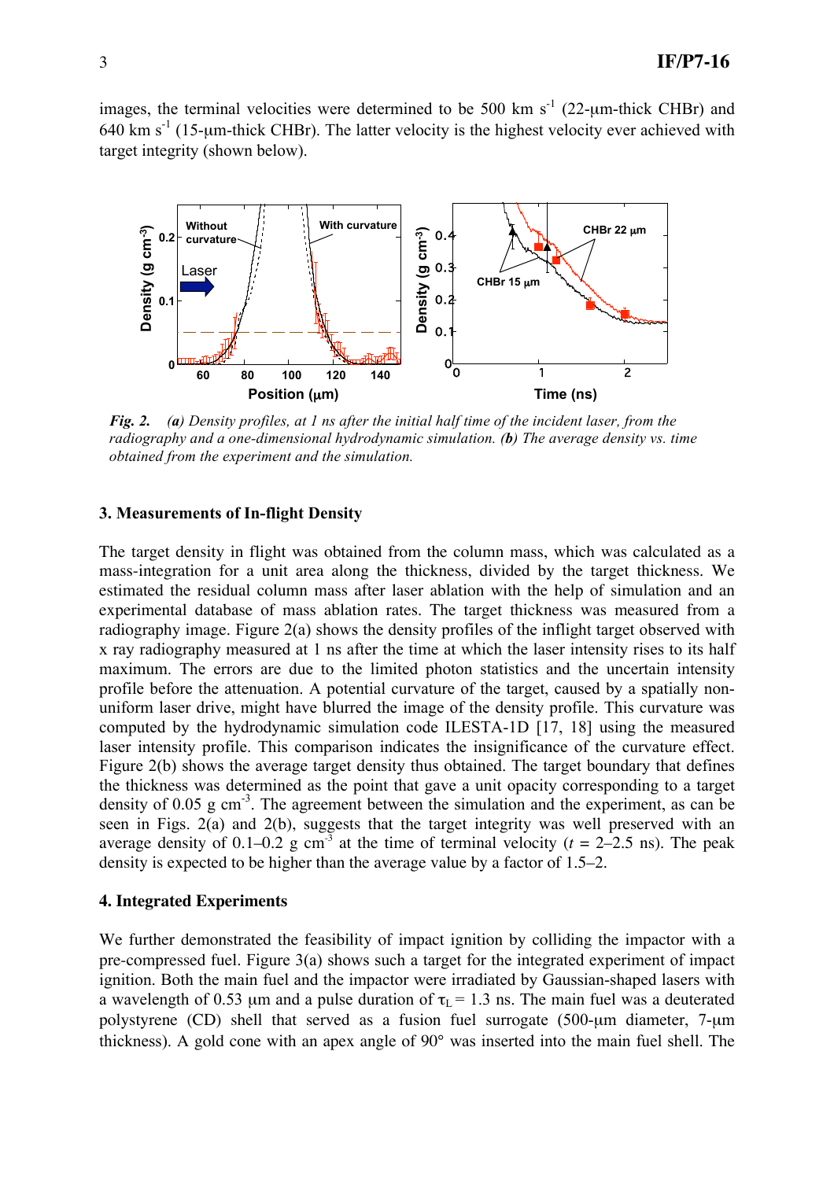images, the terminal velocities were determined to be 500 km $s^{-1}$ (22-μm-thick CHBr) and 640 km $s^{-1}$ (15-μm-thick CHBr). The latter velocity is the highest velocity ever achieved with target integrity (shown below).

***Fig. 2.*** *(**a**) Density profiles, at 1 ns after the initial half time of the incident laser, from the radiography and a one-dimensional hydrodynamic simulation. (**b**) The average density vs. time obtained from the experiment and the simulation.*

### 3. Measurements of In-flight Density

The target density in flight was obtained from the column mass, which was calculated as a mass-integration for a unit area along the thickness, divided by the target thickness. We estimated the residual column mass after laser ablation with the help of simulation and an experimental database of mass ablation rates. The target thickness was measured from a radiography image. Figure 2(a) shows the density profiles of the inflight target observed with x ray radiography measured at 1 ns after the time at which the laser intensity rises to its half maximum. The errors are due to the limited photon statistics and the uncertain intensity profile before the attenuation. A potential curvature of the target, caused by a spatially non-uniform laser drive, might have blurred the image of the density profile. This curvature was computed by the hydrodynamic simulation code ILESTA-1D [17, 18] using the measured laser intensity profile. This comparison indicates the insignificance of the curvature effect. Figure 2(b) shows the average target density thus obtained. The target boundary that defines the thickness was determined as the point that gave a unit opacity corresponding to a target density of 0.05 g $cm^{-3}$. The agreement between the simulation and the experiment, as can be seen in Figs. 2(a) and 2(b), suggests that the target integrity was well preserved with an average density of 0.1–0.2 g $cm^{-3}$ at the time of terminal velocity ($t$ = 2–2.5 ns). The peak density is expected to be higher than the average value by a factor of 1.5–2.

### 4. Integrated Experiments

We further demonstrated the feasibility of impact ignition by colliding the impactor with a pre-compressed fuel. Figure 3(a) shows such a target for the integrated experiment of impact ignition. Both the main fuel and the impactor were irradiated by Gaussian-shaped lasers with a wavelength of 0.53 μm and a pulse duration of $\tau_L$ = 1.3 ns. The main fuel was a deuterated polystyrene (CD) shell that served as a fusion fuel surrogate (500-μm diameter, 7-μm thickness). A gold cone with an apex angle of 90° was inserted into the main fuel shell. The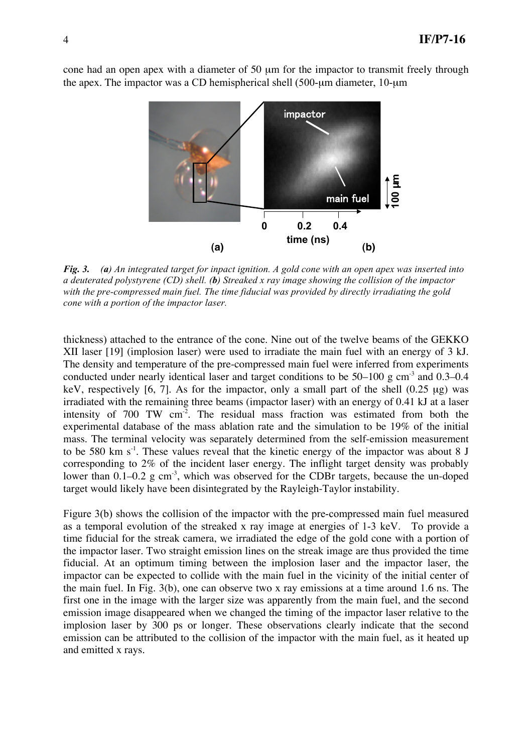cone had an open apex with a diameter of 50 μm for the impactor to transmit freely through the apex. The impactor was a CD hemispherical shell (500-μm diameter, 10-μm

*Fig. 3.* ***(a)*** *An integrated target for inpact ignition. A gold cone with an open apex was inserted into a deuterated polystyrene (CD) shell.* ***(b)*** *Streaked x ray image showing the collision of the impactor with the pre-compressed main fuel. The time fiducial was provided by directly irradiating the gold cone with a portion of the impactor laser.*

thickness) attached to the entrance of the cone. Nine out of the twelve beams of the GEKKO XII laser [19] (implosion laser) were used to irradiate the main fuel with an energy of 3 kJ. The density and temperature of the pre-compressed main fuel were inferred from experiments conducted under nearly identical laser and target conditions to be 50–100 g cm$^{-3}$ and 0.3–0.4 keV, respectively [6, 7]. As for the impactor, only a small part of the shell (0.25 μg) was irradiated with the remaining three beams (impactor laser) with an energy of 0.41 kJ at a laser intensity of 700 TW cm$^{-2}$. The residual mass fraction was estimated from both the experimental database of the mass ablation rate and the simulation to be 19% of the initial mass. The terminal velocity was separately determined from the self-emission measurement to be 580 km s$^{-1}$. These values reveal that the kinetic energy of the impactor was about 8 J corresponding to 2% of the incident laser energy. The inflight target density was probably lower than 0.1–0.2 g cm$^{-3}$, which was observed for the CDBr targets, because the un-doped target would likely have been disintegrated by the Rayleigh-Taylor instability.

Figure 3(b) shows the collision of the impactor with the pre-compressed main fuel measured as a temporal evolution of the streaked x ray image at energies of 1-3 keV. To provide a time fiducial for the streak camera, we irradiated the edge of the gold cone with a portion of the impactor laser. Two straight emission lines on the streak image are thus provided the time fiducial. At an optimum timing between the implosion laser and the impactor laser, the impactor can be expected to collide with the main fuel in the vicinity of the initial center of the main fuel. In Fig. 3(b), one can observe two x ray emissions at a time around 1.6 ns. The first one in the image with the larger size was apparently from the main fuel, and the second emission image disappeared when we changed the timing of the impactor laser relative to the implosion laser by 300 ps or longer. These observations clearly indicate that the second emission can be attributed to the collision of the impactor with the main fuel, as it heated up and emitted x rays.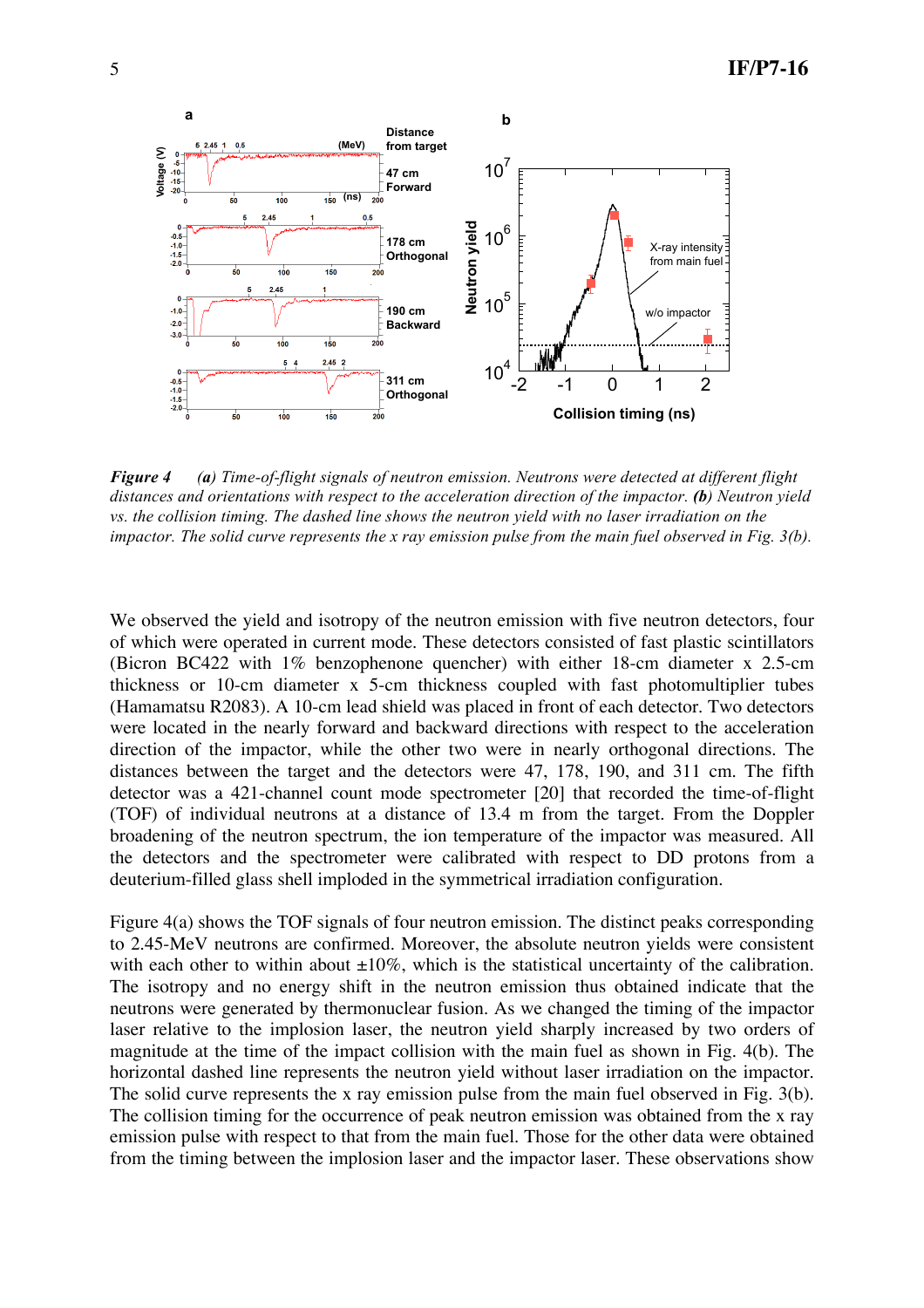*Figure 4* *(a) Time-of-flight signals of neutron emission. Neutrons were detected at different flight distances and orientations with respect to the acceleration direction of the impactor.* ***(b)*** *Neutron yield vs. the collision timing. The dashed line shows the neutron yield with no laser irradiation on the impactor. The solid curve represents the x ray emission pulse from the main fuel observed in Fig. 3(b).*

We observed the yield and isotropy of the neutron emission with five neutron detectors, four of which were operated in current mode. These detectors consisted of fast plastic scintillators (Bicron BC422 with 1% benzophenone quencher) with either 18-cm diameter x 2.5-cm thickness or 10-cm diameter x 5-cm thickness coupled with fast photomultiplier tubes (Hamamatsu R2083). A 10-cm lead shield was placed in front of each detector. Two detectors were located in the nearly forward and backward directions with respect to the acceleration direction of the impactor, while the other two were in nearly orthogonal directions. The distances between the target and the detectors were 47, 178, 190, and 311 cm. The fifth detector was a 421-channel count mode spectrometer [20] that recorded the time-of-flight (TOF) of individual neutrons at a distance of 13.4 m from the target. From the Doppler broadening of the neutron spectrum, the ion temperature of the impactor was measured. All the detectors and the spectrometer were calibrated with respect to DD protons from a deuterium-filled glass shell imploded in the symmetrical irradiation configuration.

Figure 4(a) shows the TOF signals of four neutron emission. The distinct peaks corresponding to 2.45-MeV neutrons are confirmed. Moreover, the absolute neutron yields were consistent with each other to within about ±10%, which is the statistical uncertainty of the calibration. The isotropy and no energy shift in the neutron emission thus obtained indicate that the neutrons were generated by thermonuclear fusion. As we changed the timing of the impactor laser relative to the implosion laser, the neutron yield sharply increased by two orders of magnitude at the time of the impact collision with the main fuel as shown in Fig. 4(b). The horizontal dashed line represents the neutron yield without laser irradiation on the impactor. The solid curve represents the x ray emission pulse from the main fuel observed in Fig. 3(b). The collision timing for the occurrence of peak neutron emission was obtained from the x ray emission pulse with respect to that from the main fuel. Those for the other data were obtained from the timing between the implosion laser and the impactor laser. These observations show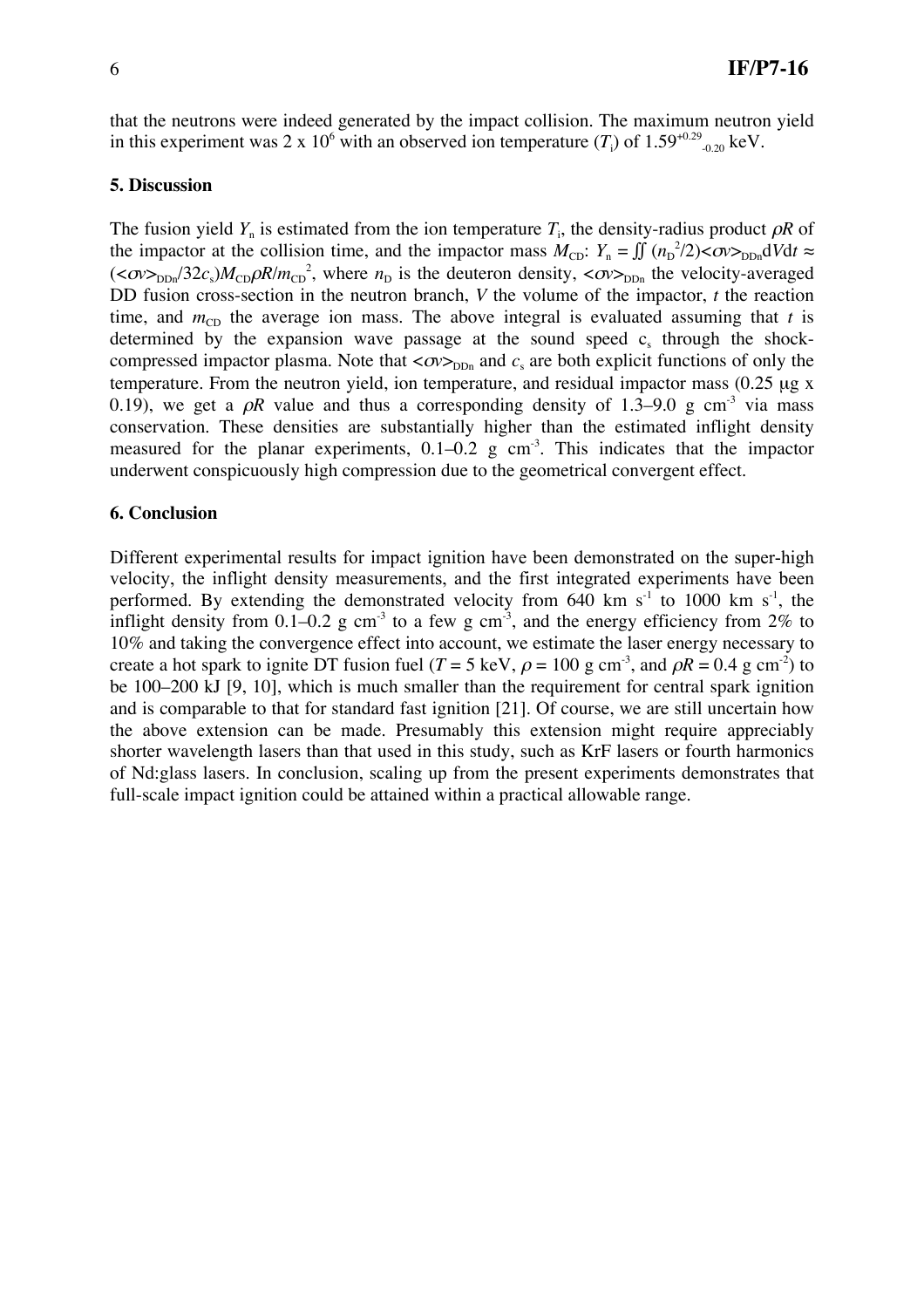that the neutrons were indeed generated by the impact collision. The maximum neutron yield in this experiment was $2 \times 10^6$ with an observed ion temperature ($T_i$) of $1.59^{+0.29}_{-0.20}$ keV.

## 5. Discussion

The fusion yield $Y_n$ is estimated from the ion temperature $T_i$, the density-radius product $\rho R$ of the impactor at the collision time, and the impactor mass $M_{CD}$: $Y_n = \iint (n_D^2/2)\langle\sigma v\rangle_{DDn} dV dt \approx (\langle\sigma v\rangle_{DDn}/32c_s)M_{CD}\rho R/m_{CD}^2$, where $n_D$ is the deuteron density, $\langle\sigma v\rangle_{DDn}$ the velocity-averaged DD fusion cross-section in the neutron branch, $V$ the volume of the impactor, $t$ the reaction time, and $m_{CD}$ the average ion mass. The above integral is evaluated assuming that $t$ is determined by the expansion wave passage at the sound speed $c_s$ through the shock-compressed impactor plasma. Note that $\langle\sigma v\rangle_{DDn}$ and $c_s$ are both explicit functions of only the temperature. From the neutron yield, ion temperature, and residual impactor mass (0.25 μg x 0.19), we get a $\rho R$ value and thus a corresponding density of 1.3–9.0 g cm$^{-3}$ via mass conservation. These densities are substantially higher than the estimated inflight density measured for the planar experiments, 0.1–0.2 g cm$^{-3}$. This indicates that the impactor underwent conspicuously high compression due to the geometrical convergent effect.

## 6. Conclusion

Different experimental results for impact ignition have been demonstrated on the super-high velocity, the inflight density measurements, and the first integrated experiments have been performed. By extending the demonstrated velocity from 640 km s$^{-1}$ to 1000 km s$^{-1}$, the inflight density from 0.1–0.2 g cm$^{-3}$ to a few g cm$^{-3}$, and the energy efficiency from 2% to 10% and taking the convergence effect into account, we estimate the laser energy necessary to create a hot spark to ignite DT fusion fuel ($T$ = 5 keV, $\rho$ = 100 g cm$^{-3}$, and $\rho R$ = 0.4 g cm$^{-2}$) to be 100–200 kJ [9, 10], which is much smaller than the requirement for central spark ignition and is comparable to that for standard fast ignition [21]. Of course, we are still uncertain how the above extension can be made. Presumably this extension might require appreciably shorter wavelength lasers than that used in this study, such as KrF lasers or fourth harmonics of Nd:glass lasers. In conclusion, scaling up from the present experiments demonstrates that full-scale impact ignition could be attained within a practical allowable range.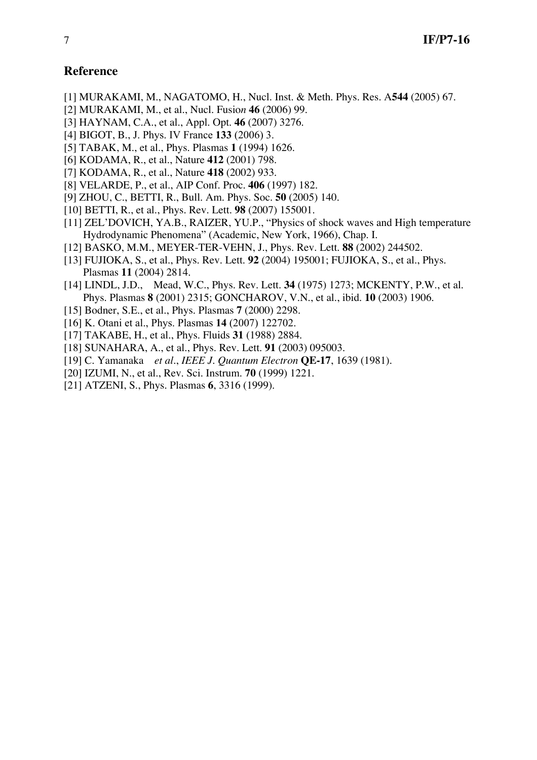## Reference

[1] MURAKAMI, M., NAGATOMO, H., Nucl. Inst. & Meth. Phys. Res. A**544** (2005) 67.
[2] MURAKAMI, M., et al., Nucl. Fusio*n* **46** (2006) 99.
[3] HAYNAM, C.A., et al., Appl. Opt. **46** (2007) 3276.
[4] BIGOT, B., J. Phys. IV France **133** (2006) 3.
[5] TABAK, M., et al., Phys. Plasmas **1** (1994) 1626.
[6] KODAMA, R., et al., Nature **412** (2001) 798.
[7] KODAMA, R., et al., Nature **418** (2002) 933.
[8] VELARDE, P., et al., AIP Conf. Proc. **406** (1997) 182.
[9] ZHOU, C., BETTI, R., Bull. Am. Phys. Soc. **50** (2005) 140.
[10] BETTI, R., et al., Phys. Rev. Lett. **98** (2007) 155001.
[11] ZEL'DOVICH, YA.B., RAIZER, YU.P., "Physics of shock waves and High temperature Hydrodynamic Phenomena" (Academic, New York, 1966), Chap. I.
[12] BASKO, M.M., MEYER-TER-VEHN, J., Phys. Rev. Lett. **88** (2002) 244502.
[13] FUJIOKA, S., et al., Phys. Rev. Lett. **92** (2004) 195001; FUJIOKA, S., et al., Phys. Plasmas **11** (2004) 2814.
[14] LINDL, J.D., Mead, W.C., Phys. Rev. Lett. **34** (1975) 1273; MCKENTY, P.W., et al. Phys. Plasmas **8** (2001) 2315; GONCHAROV, V.N., et al., ibid. **10** (2003) 1906.
[15] Bodner, S.E., et al., Phys. Plasmas **7** (2000) 2298.
[16] K. Otani et al., Phys. Plasmas **14** (2007) 122702.
[17] TAKABE, H., et al., Phys. Fluids **31** (1988) 2884.
[18] SUNAHARA, A., et al., Phys. Rev. Lett. **91** (2003) 095003.
[19] C. Yamanaka *et al*., *IEEE J. Quantum Electron* **QE-17**, 1639 (1981).
[20] IZUMI, N., et al., Rev. Sci. Instrum. **70** (1999) 1221.
[21] ATZENI, S., Phys. Plasmas **6**, 3316 (1999).